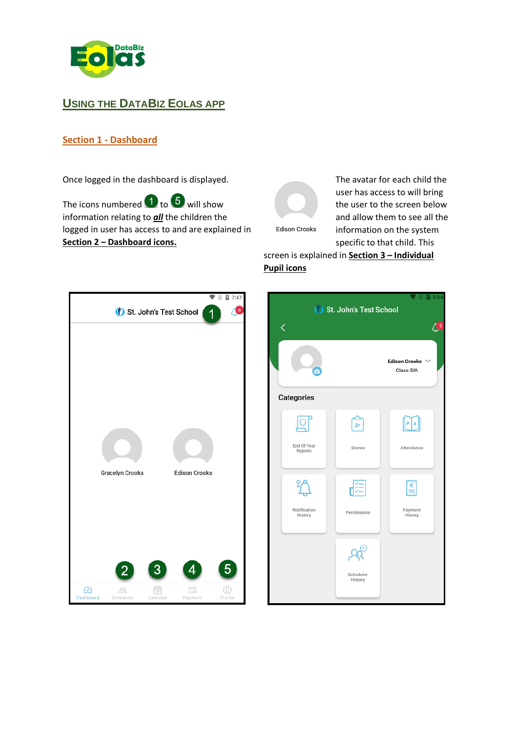# Using the DataBiz Eolas App

## Section 1 - Dashboard

Once logged in the dashboard is displayed.

The icons numbered 1 to 5 will show information relating to ***all*** the children the logged in user has access to and are explained in **Section 2 – Dashboard icons.**

The avatar for each child the user has access to will bring the user to the screen below and allow them to see all the information on the system specific to that child. This screen is explained in **Section 3 – Individual Pupil icons**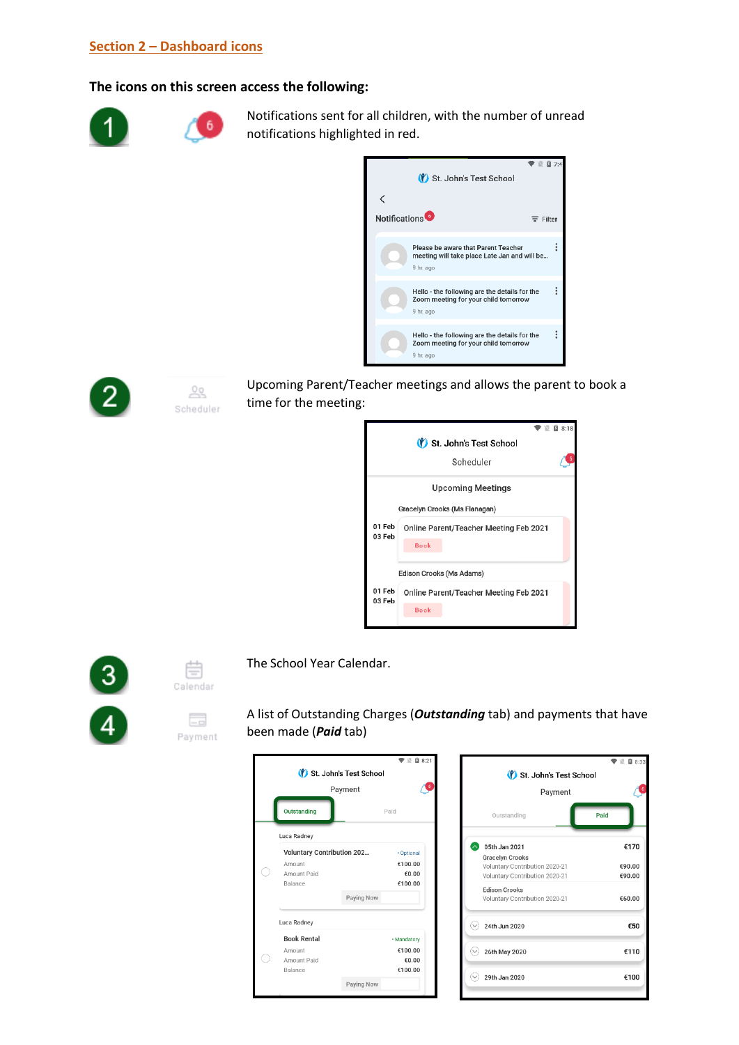## Section 2 – Dashboard icons

**The icons on this screen access the following:**

1. Notifications sent for all children, with the number of unread notifications highlighted in red.

2. Scheduler — Upcoming Parent/Teacher meetings and allows the parent to book a time for the meeting:

3. Calendar — The School Year Calendar.

4. Payment — A list of Outstanding Charges (***Outstanding*** tab) and payments that have been made (***Paid*** tab)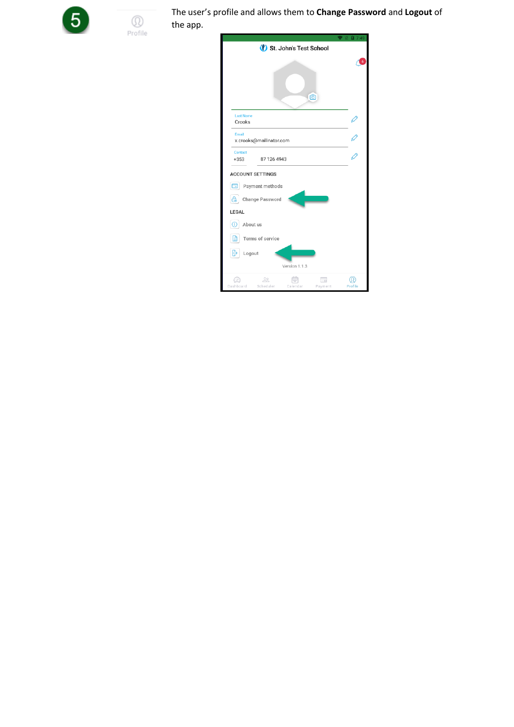5

Profile

The user's profile and allows them to **Change Password** and **Logout** of the app.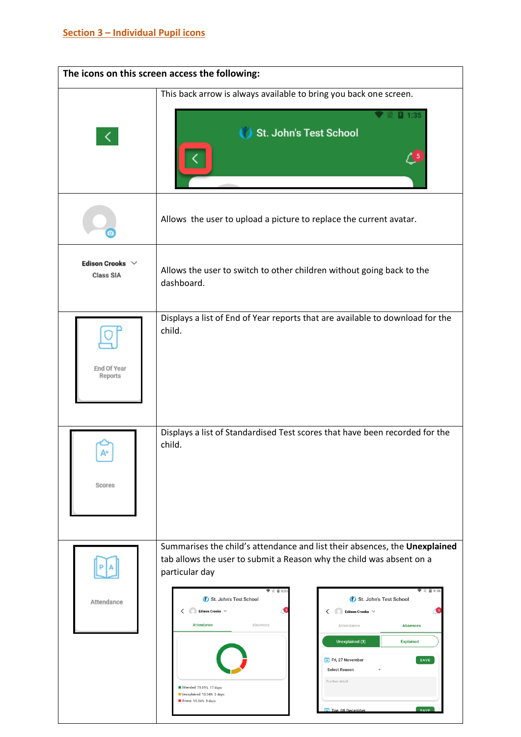## Section 3 – Individual Pupil icons

| The icons on this screen access the following: | |
|---|---|
| | This back arrow is always available to bring you back one screen. |
| | Allows the user to upload a picture to replace the current avatar. |
| Edison Crooks Class SIA | Allows the user to switch to other children without going back to the dashboard. |
| End Of Year Reports | Displays a list of End of Year reports that are available to download for the child. |
| Scores | Displays a list of Standardised Test scores that have been recorded for the child. |
| Attendance | Summarises the child's attendance and list their absences, the **Unexplained** tab allows the user to submit a Reason why the child was absent on a particular day |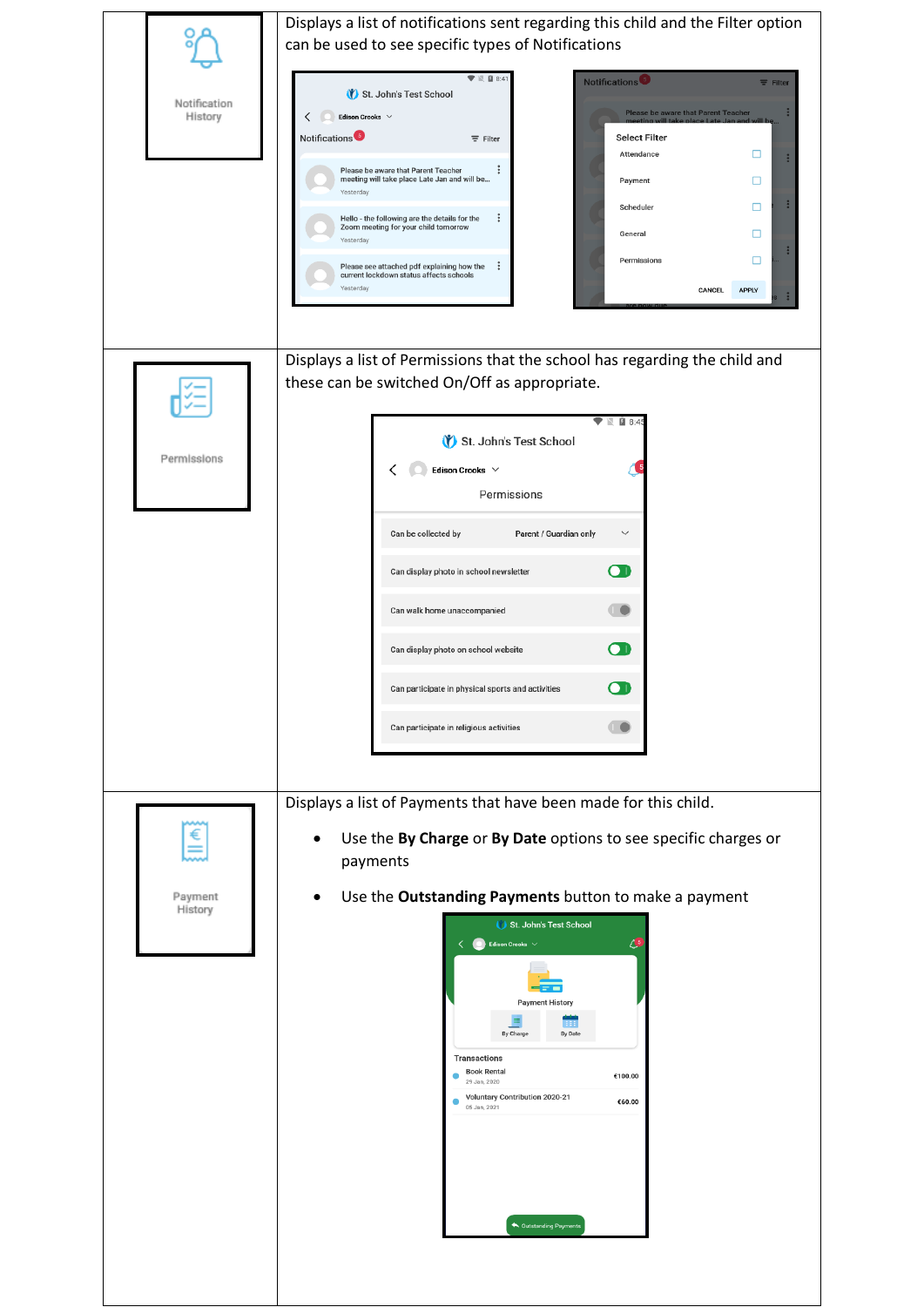| | |
|---|---|
| Notification History | Displays a list of notifications sent regarding this child and the Filter option can be used to see specific types of Notifications |
| Permissions | Displays a list of Permissions that the school has regarding the child and these can be switched On/Off as appropriate. |
| Payment History | Displays a list of Payments that have been made for this child.<br><br>• Use the **By Charge** or **By Date** options to see specific charges or payments<br>• Use the **Outstanding Payments** button to make a payment |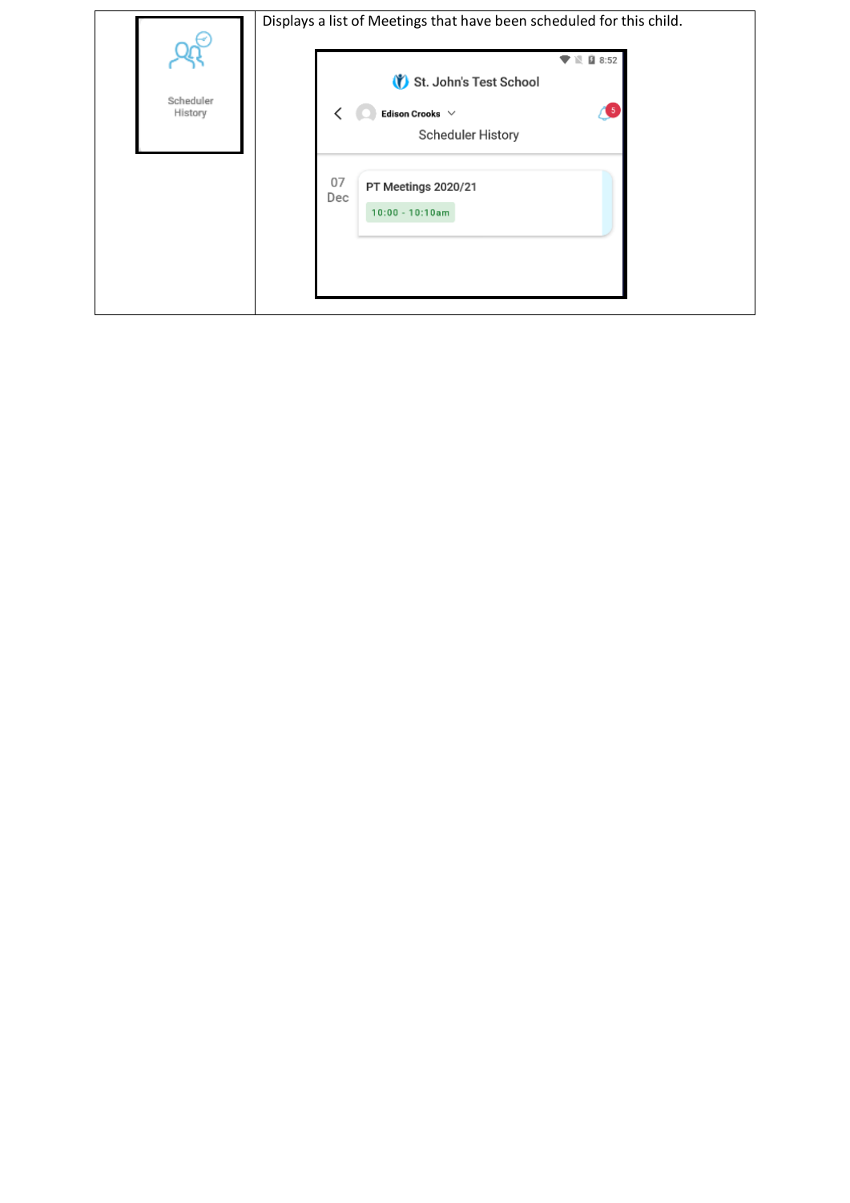| | |
|---|---|
| Scheduler History | Displays a list of Meetings that have been scheduled for this child. |